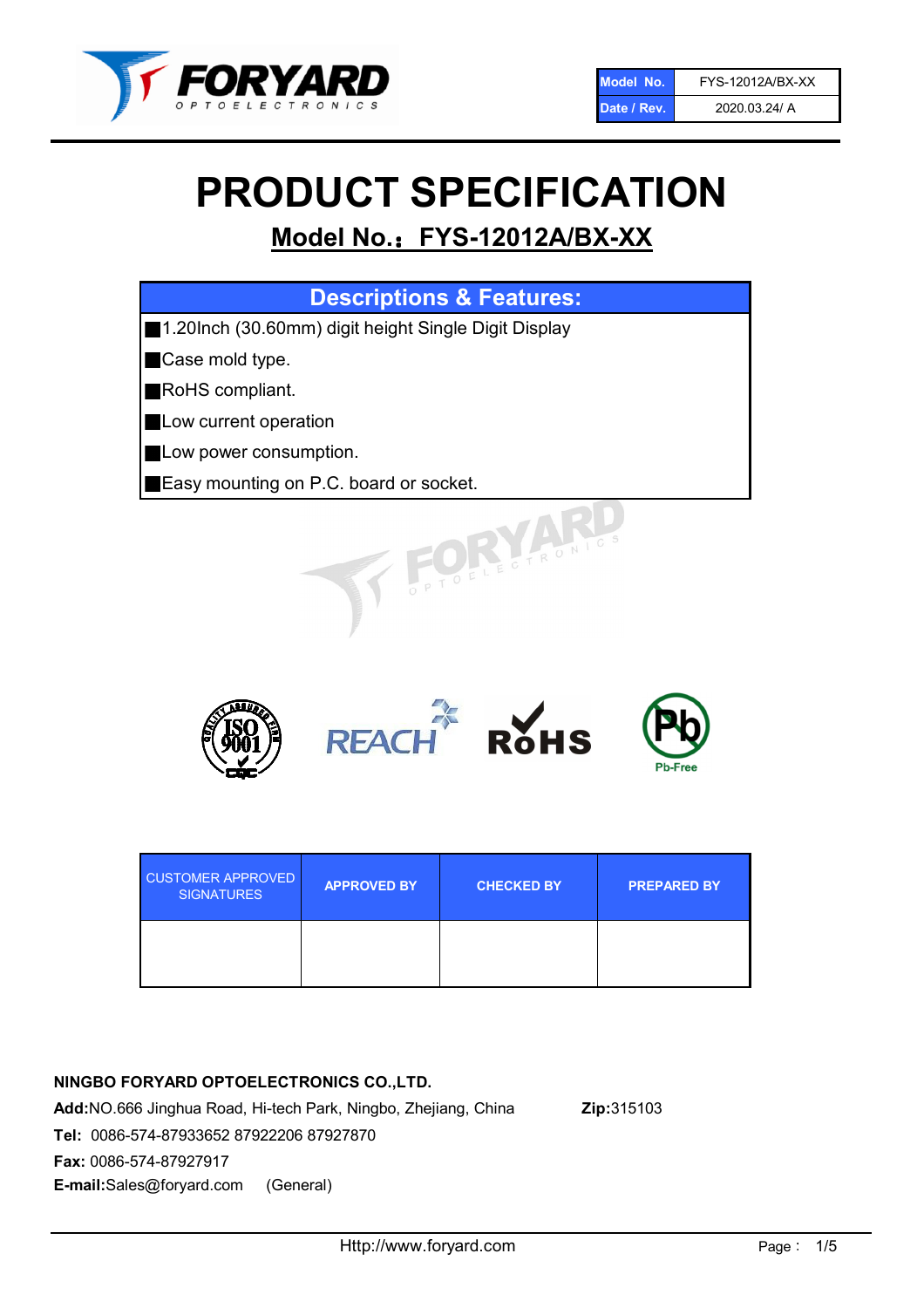| Model No. | FYS-12012A/BX-XX |
|---|---|
| Date / Rev. | 2020.03.24/ A |

# PRODUCT SPECIFICATION

## Model No.：FYS-12012A/BX-XX

| Descriptions & Features: |
|---|
| ■1.20Inch (30.60mm) digit height Single Digit Display |
| ■Case mold type. |
| ■RoHS compliant. |
| ■Low current operation |
| ■Low power consumption. |
| ■Easy mounting on P.C. board or socket. |

| CUSTOMER APPROVED SIGNATURES | APPROVED BY | CHECKED BY | PREPARED BY |
|---|---|---|---|
| | | | |

**NINGBO FORYARD OPTOELECTRONICS CO.,LTD.**

**Add:**NO.666 Jinghua Road, Hi-tech Park, Ningbo, Zhejiang, China **Zip:**315103

**Tel:** 0086-574-87933652 87922206 87927870

**Fax:** 0086-574-87927917

**E-mail:**Sales@foryard.com (General)

Http://www.foryard.com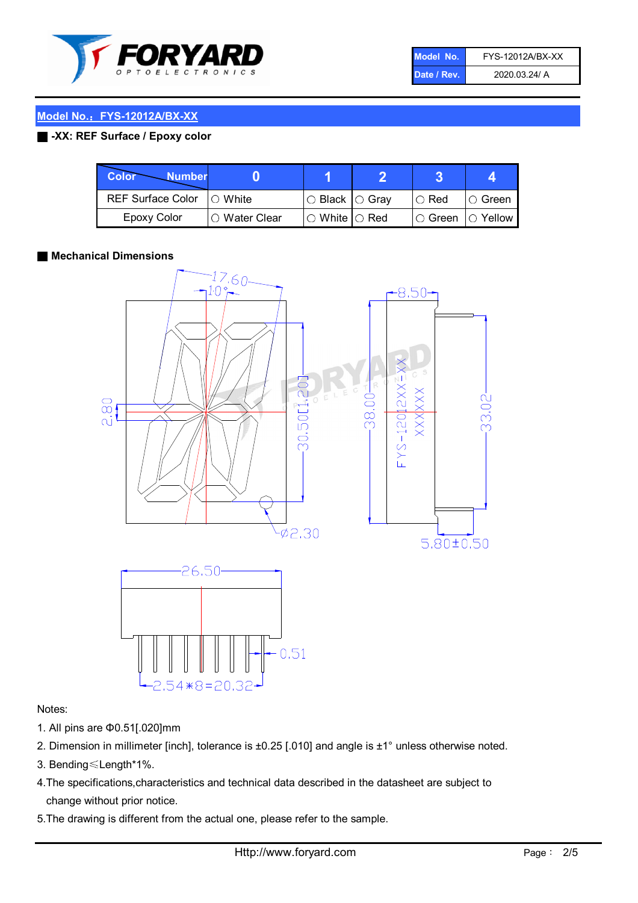| Model No. | FYS-12012A/BX-XX |
| --- | --- |
| Date / Rev. | 2020.03.24/ A |

## Model No.：FYS-12012A/BX-XX

### -XX: REF Surface / Epoxy color

| Color \ Number | 0 | 1 | 2 | 3 | 4 |
| --- | --- | --- | --- | --- | --- |
| REF Surface Color | ○ White | ○ Black | ○ Gray | ○ Red | ○ Green |
| Epoxy Color | ○ Water Clear | ○ White | ○ Red | ○ Green | ○ Yellow |

### Mechanical Dimensions

Notes:

1. All pins are Φ0.51[.020]mm
2. Dimension in millimeter [inch], tolerance is ±0.25 [.010] and angle is ±1° unless otherwise noted.
3. Bending≤Length*1%.
4. The specifications,characteristics and technical data described in the datasheet are subject to change without prior notice.
5. The drawing is different from the actual one, please refer to the sample.

Http://www.foryard.com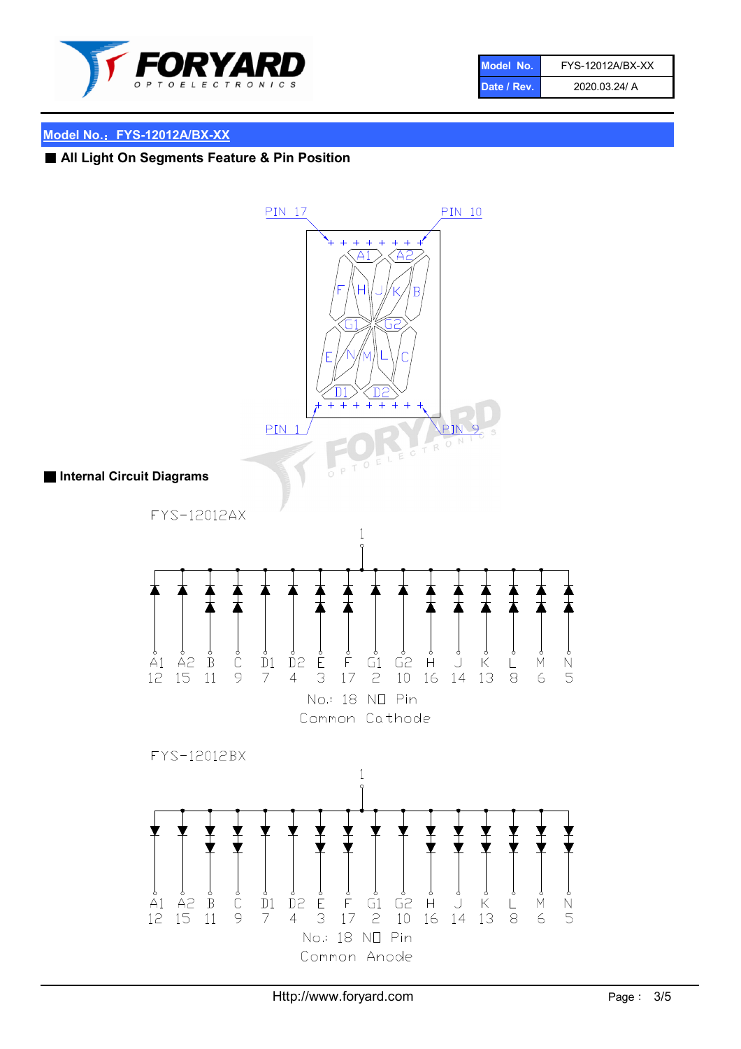| Model No. | FYS-12012A/BX-XX |
| --- | --- |
| Date / Rev. | 2020.03.24/ A |

## Model No.：FYS-12012A/BX-XX

### ■ All Light On Segments Feature & Pin Position

PIN 17 PIN 10

A1 A2 F H J K B G1 G2 E N M L C D1 D2

PIN 1 PIN 9

### ■ Internal Circuit Diagrams

FYS-12012AX

| A1 | A2 | B | C | D1 | D2 | E | F | G1 | G2 | H | J | K | L | M | N |
| --- | --- | --- | --- | --- | --- | --- | --- | --- | --- | --- | --- | --- | --- | --- | --- |
| 12 | 15 | 11 | 9 | 7 | 4 | 3 | 17 | 2 | 10 | 16 | 14 | 13 | 8 | 6 | 5 |

No.: 18 NO Pin

Common Cathode

FYS-12012BX

| A1 | A2 | B | C | D1 | D2 | E | F | G1 | G2 | H | J | K | L | M | N |
| --- | --- | --- | --- | --- | --- | --- | --- | --- | --- | --- | --- | --- | --- | --- | --- |
| 12 | 15 | 11 | 9 | 7 | 4 | 3 | 17 | 2 | 10 | 16 | 14 | 13 | 8 | 6 | 5 |

No.: 18 NO Pin

Common Anode

Http://www.foryard.com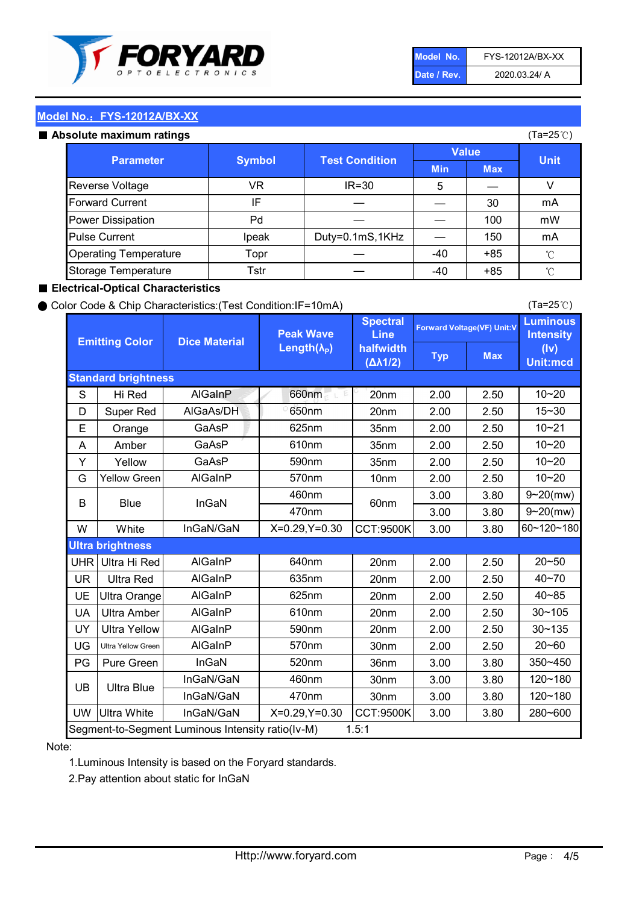| Model No. | FYS-12012A/BX-XX |
|---|---|
| Date / Rev. | 2020.03.24/ A |

## Model No.：FYS-12012A/BX-XX

### ■ Absolute maximum ratings

(Ta=25℃)

| Parameter | Symbol | Test Condition | Value | | Unit |
|---|---|---|---|---|---|
| | | | Min | Max | |
| Reverse Voltage | VR | IR=30 | 5 | — | V |
| Forward Current | IF | — | — | 30 | mA |
| Power Dissipation | Pd | — | — | 100 | mW |
| Pulse Current | Ipeak | Duty=0.1mS,1KHz | — | 150 | mA |
| Operating Temperature | Topr | — | -40 | +85 | ℃ |
| Storage Temperature | Tstr | — | -40 | +85 | ℃ |

### ■ Electrical-Optical Characteristics

● Color Code & Chip Characteristics:(Test Condition:IF=10mA)

(Ta=25℃)

| Emitting Color | | Dice Material | Peak Wave Length($\lambda_P$) | Spectral Line halfwidth ($\Delta\lambda 1/2$) | Forward Voltage(VF) Unit:V | | Luminous Intensity (Iv) Unit:mcd |
|---|---|---|---|---|---|---|---|
| | | | | | Typ | Max | |
| **Standard brightness** | | | | | | | |
| S | Hi Red | AlGaInP | 660nm | 20nm | 2.00 | 2.50 | 10~20 |
| D | Super Red | AlGaAs/DH | 650nm | 20nm | 2.00 | 2.50 | 15~30 |
| E | Orange | GaAsP | 625nm | 35nm | 2.00 | 2.50 | 10~21 |
| A | Amber | GaAsP | 610nm | 35nm | 2.00 | 2.50 | 10~20 |
| Y | Yellow | GaAsP | 590nm | 35nm | 2.00 | 2.50 | 10~20 |
| G | Yellow Green | AlGaInP | 570nm | 10nm | 2.00 | 2.50 | 10~20 |
| B | Blue | InGaN | 460nm | 60nm | 3.00 | 3.80 | 9~20(mw) |
| | | | 470nm | | 3.00 | 3.80 | 9~20(mw) |
| W | White | InGaN/GaN | X=0.29,Y=0.30 | CCT:9500K | 3.00 | 3.80 | 60~120~180 |
| **Ultra brightness** | | | | | | | |
| UHR | Ultra Hi Red | AlGaInP | 640nm | 20nm | 2.00 | 2.50 | 20~50 |
| UR | Ultra Red | AlGaInP | 635nm | 20nm | 2.00 | 2.50 | 40~70 |
| UE | Ultra Orange | AlGaInP | 625nm | 20nm | 2.00 | 2.50 | 40~85 |
| UA | Ultra Amber | AlGaInP | 610nm | 20nm | 2.00 | 2.50 | 30~105 |
| UY | Ultra Yellow | AlGaInP | 590nm | 20nm | 2.00 | 2.50 | 30~135 |
| UG | Ultra Yellow Green | AlGaInP | 570nm | 30nm | 2.00 | 2.50 | 20~60 |
| PG | Pure Green | InGaN | 520nm | 36nm | 3.00 | 3.80 | 350~450 |
| UB | Ultra Blue | InGaN/GaN | 460nm | 30nm | 3.00 | 3.80 | 120~180 |
| | | InGaN/GaN | 470nm | 30nm | 3.00 | 3.80 | 120~180 |
| UW | Ultra White | InGaN/GaN | X=0.29,Y=0.30 | CCT:9500K | 3.00 | 3.80 | 280~600 |
| Segment-to-Segment Luminous Intensity ratio(Iv-M) | | | | 1.5:1 | | | |

Note:

1.Luminous Intensity is based on the Foryard standards.

2.Pay attention about static for InGaN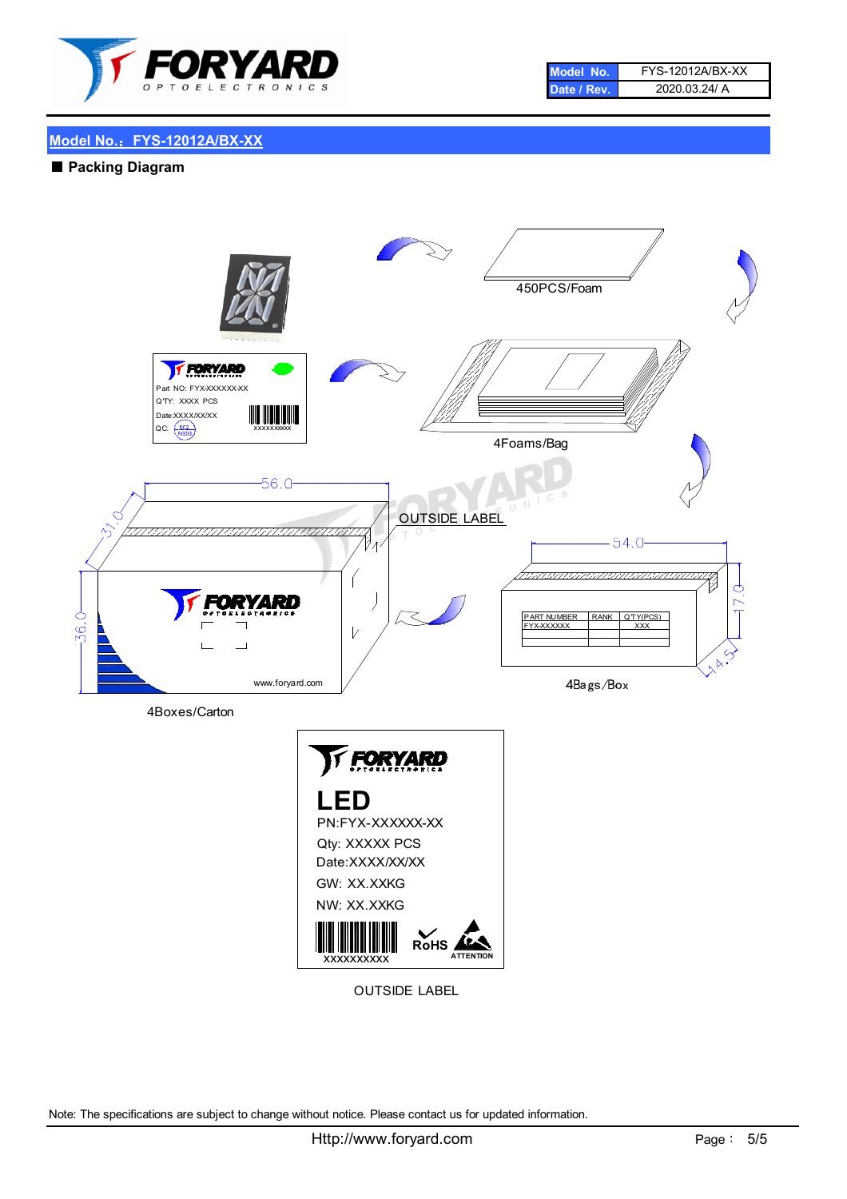| Model No. | FYS-12012A/BX-XX |
| --- | --- |
| Date / Rev. | 2020.03.24/ A |

## Model No.：FYS-12012A/BX-XX

### ■ Packing Diagram

450PCS/Foam

Part NO: FYX-XXXXXXX-XX
Q'TY: XXXX PCS
Date:XXXX/XX/XX
QC:

4Foams/Bag

56.0
31.0
36.0

OUTSIDE LABEL

www.foryard.com

4Boxes/Carton

54.0
17.0
14.5

| PART NUMBER | RANK | Q'TY(PCS) |
| --- | --- | --- |
| FYX-XXXXXX | | XXX |

4Bags/Box

LED
PN:FYX-XXXXXX-XX
Qty: XXXXX PCS
Date:XXXX/XX/XX
GW: XX.XXKG
NW: XX.XXKG
XXXXXXXXXX
RoHS
ATTENTION

OUTSIDE LABEL

Note: The specifications are subject to change without notice. Please contact us for updated information.